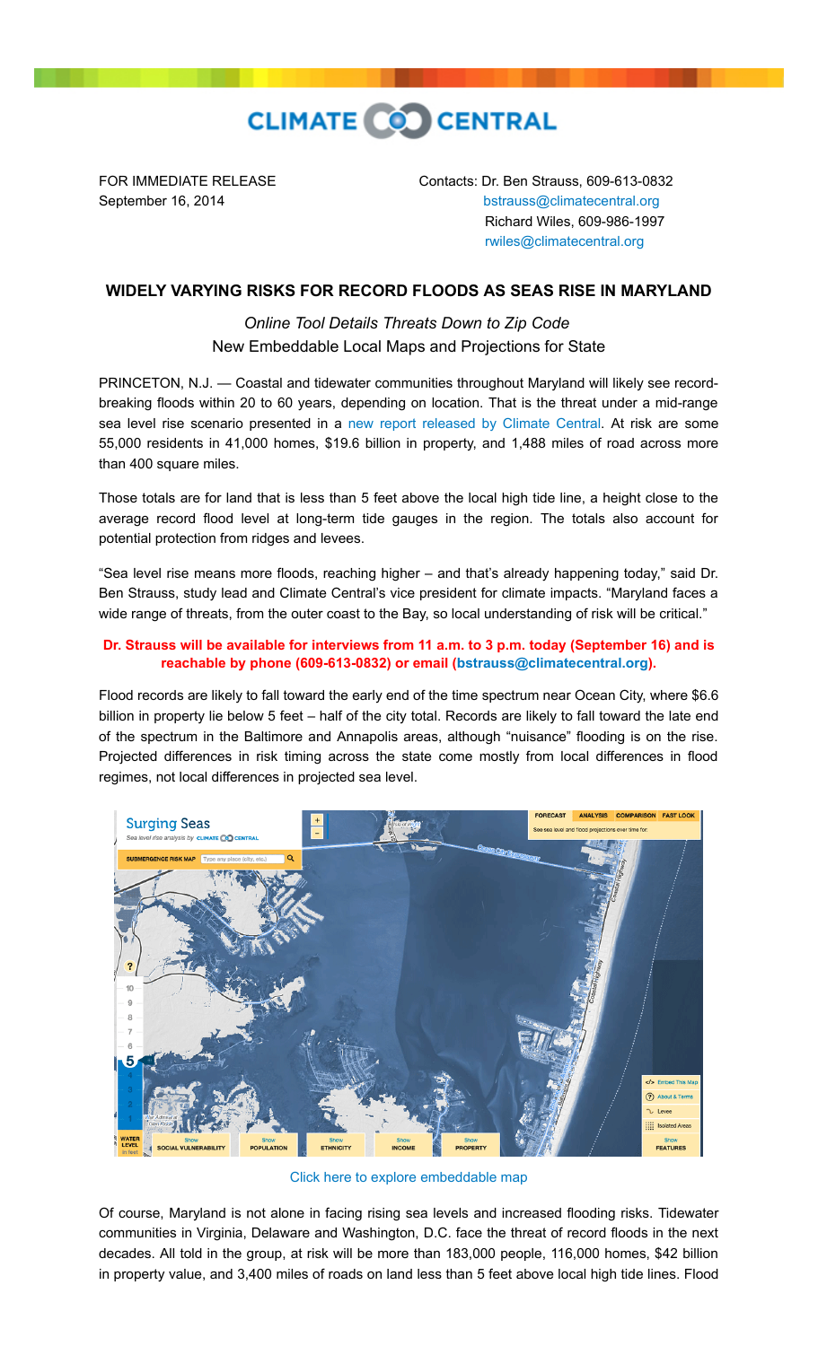CLIMATE CENTRAL

FOR IMMEDIATE RELEASE
September 16, 2014

Contacts: Dr. Ben Strauss, 609-613-0832
bstrauss@climatecentral.org
Richard Wiles, 609-986-1997
rwiles@climatecentral.org

## WIDELY VARYING RISKS FOR RECORD FLOODS AS SEAS RISE IN MARYLAND

*Online Tool Details Threats Down to Zip Code*

New Embeddable Local Maps and Projections for State

PRINCETON, N.J. — Coastal and tidewater communities throughout Maryland will likely see record-breaking floods within 20 to 60 years, depending on location. That is the threat under a mid-range sea level rise scenario presented in a new report released by Climate Central. At risk are some 55,000 residents in 41,000 homes, $19.6 billion in property, and 1,488 miles of road across more than 400 square miles.

Those totals are for land that is less than 5 feet above the local high tide line, a height close to the average record flood level at long-term tide gauges in the region. The totals also account for potential protection from ridges and levees.

"Sea level rise means more floods, reaching higher – and that's already happening today," said Dr. Ben Strauss, study lead and Climate Central's vice president for climate impacts. "Maryland faces a wide range of threats, from the outer coast to the Bay, so local understanding of risk will be critical."

**Dr. Strauss will be available for interviews from 11 a.m. to 3 p.m. today (September 16) and is reachable by phone (609-613-0832) or email (bstrauss@climatecentral.org).**

Flood records are likely to fall toward the early end of the time spectrum near Ocean City, where $6.6 billion in property lie below 5 feet – half of the city total. Records are likely to fall toward the late end of the spectrum in the Baltimore and Annapolis areas, although "nuisance" flooding is on the rise. Projected differences in risk timing across the state come mostly from local differences in flood regimes, not local differences in projected sea level.

Click here to explore embeddable map

Of course, Maryland is not alone in facing rising sea levels and increased flooding risks. Tidewater communities in Virginia, Delaware and Washington, D.C. face the threat of record floods in the next decades. All told in the group, at risk will be more than 183,000 people, 116,000 homes, $42 billion in property value, and 3,400 miles of roads on land less than 5 feet above local high tide lines. Flood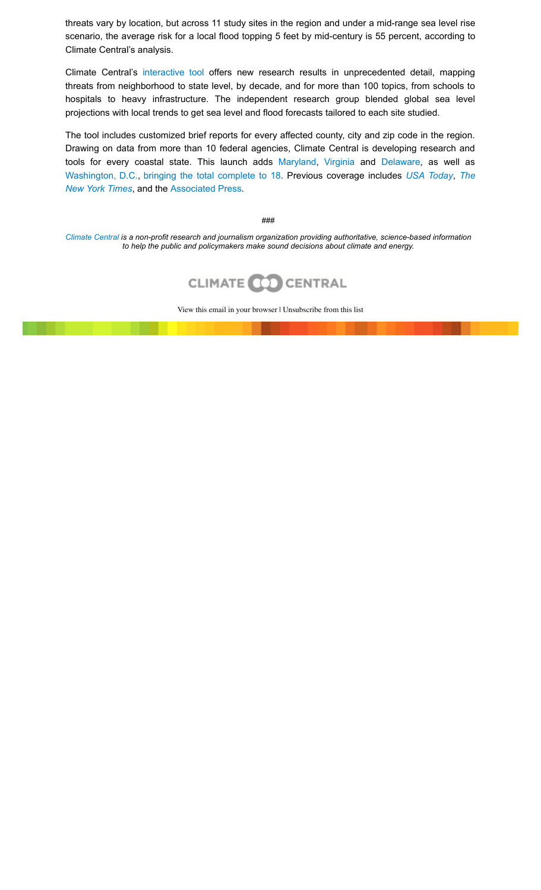threats vary by location, but across 11 study sites in the region and under a mid-range sea level rise scenario, the average risk for a local flood topping 5 feet by mid-century is 55 percent, according to Climate Central's analysis.

Climate Central's interactive tool offers new research results in unprecedented detail, mapping threats from neighborhood to state level, by decade, and for more than 100 topics, from schools to hospitals to heavy infrastructure. The independent research group blended global sea level projections with local trends to get sea level and flood forecasts tailored to each site studied.

The tool includes customized brief reports for every affected county, city and zip code in the region. Drawing on data from more than 10 federal agencies, Climate Central is developing research and tools for every coastal state. This launch adds Maryland, Virginia and Delaware, as well as Washington, D.C., bringing the total complete to 18. Previous coverage includes *USA Today*, *The New York Times*, and the Associated Press.

###

*Climate Central is a non-profit research and journalism organization providing authoritative, science-based information to help the public and policymakers make sound decisions about climate and energy.*

CLIMATE CENTRAL

View this email in your browser | Unsubscribe from this list